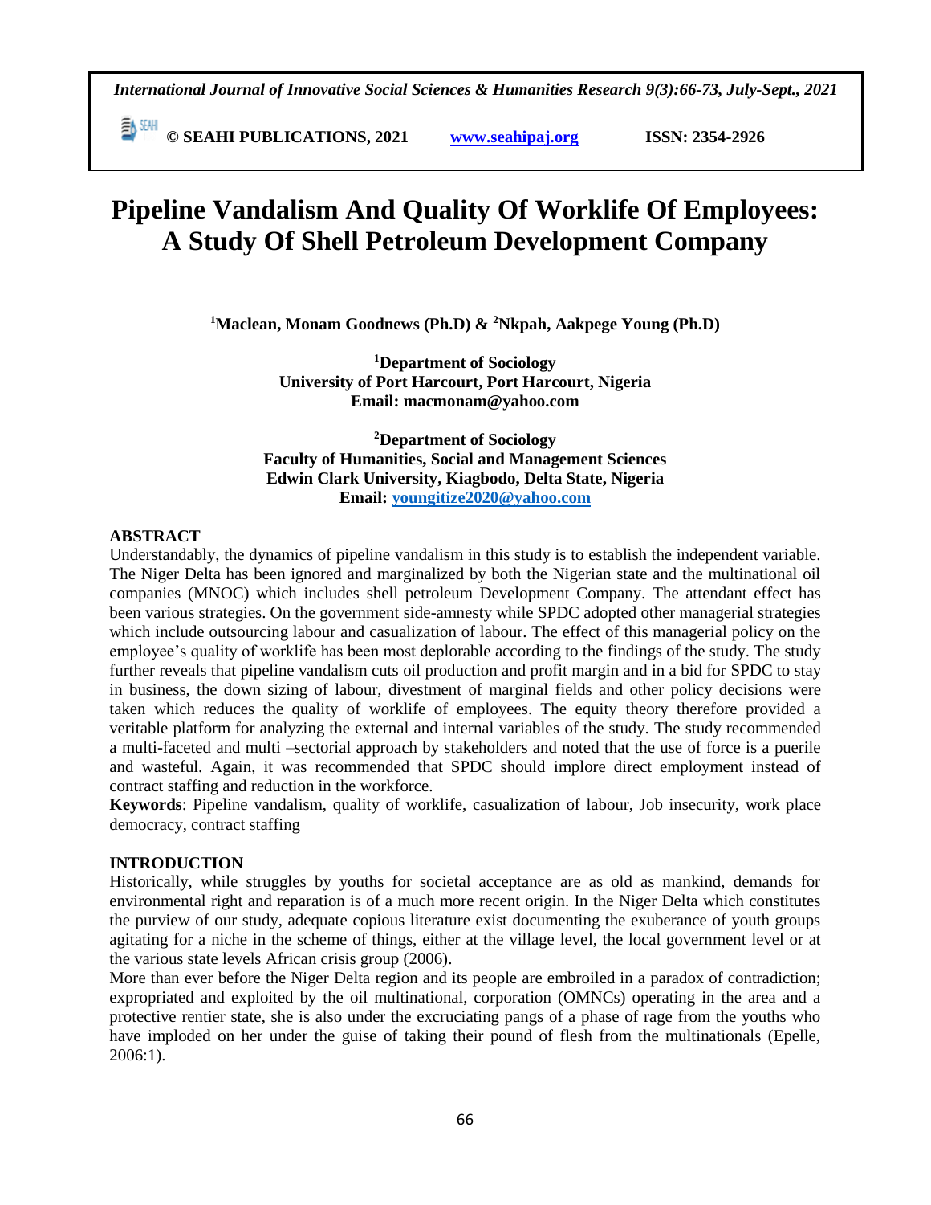# Pipeline Vandalism And Quality Of Worklife Of Employees: A Study Of Shell Petroleum Development Company

**[1]Maclean, Monam Goodnews (Ph.D) & [2]Nkpah, Aakpege Young (Ph.D)**

**[1]Department of Sociology**
**University of Port Harcourt, Port Harcourt, Nigeria**
**Email: macmonam@yahoo.com**

**[2]Department of Sociology**
**Faculty of Humanities, Social and Management Sciences**
**Edwin Clark University, Kiagbodo, Delta State, Nigeria**
**Email: youngitize2020@yahoo.com**

## ABSTRACT

Understandably, the dynamics of pipeline vandalism in this study is to establish the independent variable. The Niger Delta has been ignored and marginalized by both the Nigerian state and the multinational oil companies (MNOC) which includes shell petroleum Development Company. The attendant effect has been various strategies. On the government side-amnesty while SPDC adopted other managerial strategies which include outsourcing labour and casualization of labour. The effect of this managerial policy on the employee's quality of worklife has been most deplorable according to the findings of the study. The study further reveals that pipeline vandalism cuts oil production and profit margin and in a bid for SPDC to stay in business, the down sizing of labour, divestment of marginal fields and other policy decisions were taken which reduces the quality of worklife of employees. The equity theory therefore provided a veritable platform for analyzing the external and internal variables of the study. The study recommended a multi-faceted and multi –sectorial approach by stakeholders and noted that the use of force is a puerile and wasteful. Again, it was recommended that SPDC should implore direct employment instead of contract staffing and reduction in the workforce.

**Keywords**: Pipeline vandalism, quality of worklife, casualization of labour, Job insecurity, work place democracy, contract staffing

## INTRODUCTION

Historically, while struggles by youths for societal acceptance are as old as mankind, demands for environmental right and reparation is of a much more recent origin. In the Niger Delta which constitutes the purview of our study, adequate copious literature exist documenting the exuberance of youth groups agitating for a niche in the scheme of things, either at the village level, the local government level or at the various state levels African crisis group (2006).

More than ever before the Niger Delta region and its people are embroiled in a paradox of contradiction; expropriated and exploited by the oil multinational, corporation (OMNCs) operating in the area and a protective rentier state, she is also under the excruciating pangs of a phase of rage from the youths who have imploded on her under the guise of taking their pound of flesh from the multinationals (Epelle, 2006:1).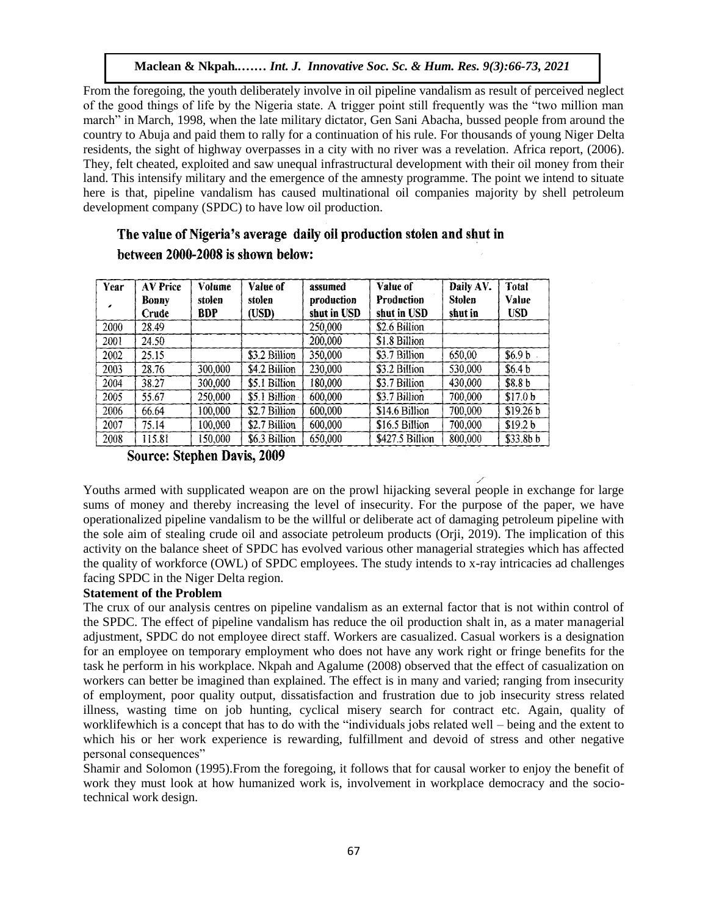From the foregoing, the youth deliberately involve in oil pipeline vandalism as result of perceived neglect of the good things of life by the Nigeria state. A trigger point still frequently was the "two million man march" in March, 1998, when the late military dictator, Gen Sani Abacha, bussed people from around the country to Abuja and paid them to rally for a continuation of his rule. For thousands of young Niger Delta residents, the sight of highway overpasses in a city with no river was a revelation. Africa report, (2006). They, felt cheated, exploited and saw unequal infrastructural development with their oil money from their land. This intensify military and the emergence of the amnesty programme. The point we intend to situate here is that, pipeline vandalism has caused multinational oil companies majority by shell petroleum development company (SPDC) to have low oil production.

**The value of Nigeria's average daily oil production stolen and shut in between 2000-2008 is shown below:**

| Year | AV Price Bonny Crude | Volume stolen BDP | Value of stolen (USD) | assumed production shut in USD | Value of Production shut in USD | Daily AV. Stolen shut in | Total Value USD |
|---|---|---|---|---|---|---|---|
| 2000 | 28.49 | | | 250,000 | $2.6 Billion | | |
| 2001 | 24.50 | | | 200,000 | $1.8 Billion | | |
| 2002 | 25.15 | | $3.2 Billion | 350,000 | $3.7 Billion | 650,00 | $6.9 b |
| 2003 | 28.76 | 300,000 | $4.2 Billion | 230,000 | $3.2 Billion | 530,000 | $6.4 b |
| 2004 | 38.27 | 300,000 | $5.1 Billion | 180,000 | $3.7 Billion | 430,000 | $8.8 b |
| 2005 | 55.67 | 250,000 | $5.1 Billion | 600,000 | $3.7 Billion | 700,000 | $17.0 b |
| 2006 | 66.64 | 100,000 | $2.7 Billion | 600,000 | $14.6 Billion | 700,000 | $19.26 b |
| 2007 | 75.14 | 100,000 | $2.7 Billion | 600,000 | $16.5 Billion | 700,000 | $19.2 b |
| 2008 | 115.81 | 150,000 | $6.3 Billion | 650,000 | $427.5 Billion | 800,000 | $33.8b b |

**Source: Stephen Davis, 2009**

Youths armed with supplicated weapon are on the prowl hijacking several people in exchange for large sums of money and thereby increasing the level of insecurity. For the purpose of the paper, we have operationalized pipeline vandalism to be the willful or deliberate act of damaging petroleum pipeline with the sole aim of stealing crude oil and associate petroleum products (Orji, 2019). The implication of this activity on the balance sheet of SPDC has evolved various other managerial strategies which has affected the quality of workforce (OWL) of SPDC employees. The study intends to x-ray intricacies ad challenges facing SPDC in the Niger Delta region.

**Statement of the Problem**

The crux of our analysis centres on pipeline vandalism as an external factor that is not within control of the SPDC. The effect of pipeline vandalism has reduce the oil production shalt in, as a mater managerial adjustment, SPDC do not employee direct staff. Workers are casualized. Casual workers is a designation for an employee on temporary employment who does not have any work right or fringe benefits for the task he perform in his workplace. Nkpah and Agalume (2008) observed that the effect of casualization on workers can better be imagined than explained. The effect is in many and varied; ranging from insecurity of employment, poor quality output, dissatisfaction and frustration due to job insecurity stress related illness, wasting time on job hunting, cyclical misery search for contract etc. Again, quality of worklifewhich is a concept that has to do with the "individuals jobs related well – being and the extent to which his or her work experience is rewarding, fulfillment and devoid of stress and other negative personal consequences"

Shamir and Solomon (1995).From the foregoing, it follows that for causal worker to enjoy the benefit of work they must look at how humanized work is, involvement in workplace democracy and the socio-technical work design.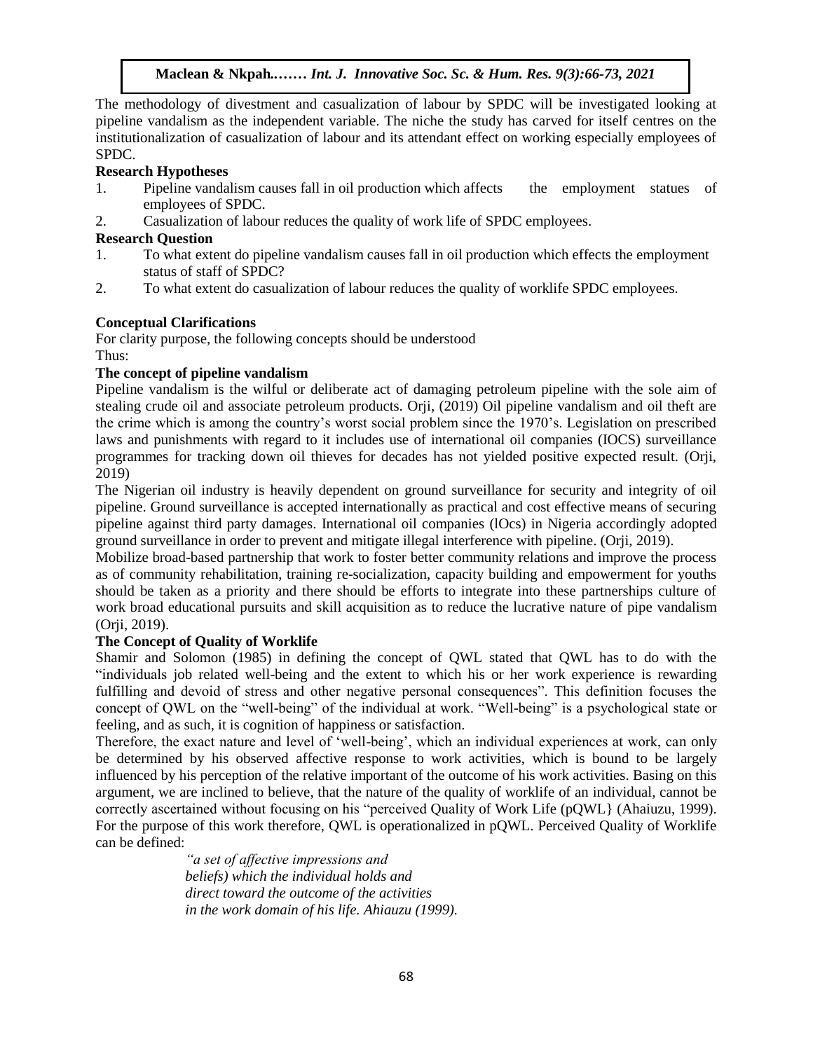The methodology of divestment and casualization of labour by SPDC will be investigated looking at pipeline vandalism as the independent variable. The niche the study has carved for itself centres on the institutionalization of casualization of labour and its attendant effect on working especially employees of SPDC.

**Research Hypotheses**

1. Pipeline vandalism causes fall in oil production which affects the employment statues of employees of SPDC.
2. Casualization of labour reduces the quality of work life of SPDC employees.

**Research Question**

1. To what extent do pipeline vandalism causes fall in oil production which effects the employment status of staff of SPDC?
2. To what extent do casualization of labour reduces the quality of worklife SPDC employees.

**Conceptual Clarifications**

For clarity purpose, the following concepts should be understood
Thus:

**The concept of pipeline vandalism**

Pipeline vandalism is the wilful or deliberate act of damaging petroleum pipeline with the sole aim of stealing crude oil and associate petroleum products. Orji, (2019) Oil pipeline vandalism and oil theft are the crime which is among the country's worst social problem since the 1970's. Legislation on prescribed laws and punishments with regard to it includes use of international oil companies (IOCS) surveillance programmes for tracking down oil thieves for decades has not yielded positive expected result. (Orji, 2019)

The Nigerian oil industry is heavily dependent on ground surveillance for security and integrity of oil pipeline. Ground surveillance is accepted internationally as practical and cost effective means of securing pipeline against third party damages. International oil companies (lOcs) in Nigeria accordingly adopted ground surveillance in order to prevent and mitigate illegal interference with pipeline. (Orji, 2019).

Mobilize broad-based partnership that work to foster better community relations and improve the process as of community rehabilitation, training re-socialization, capacity building and empowerment for youths should be taken as a priority and there should be efforts to integrate into these partnerships culture of work broad educational pursuits and skill acquisition as to reduce the lucrative nature of pipe vandalism (Orji, 2019).

**The Concept of Quality of Worklife**

Shamir and Solomon (1985) in defining the concept of QWL stated that QWL has to do with the "individuals job related well-being and the extent to which his or her work experience is rewarding fulfilling and devoid of stress and other negative personal consequences". This definition focuses the concept of QWL on the "well-being" of the individual at work. "Well-being" is a psychological state or feeling, and as such, it is cognition of happiness or satisfaction.

Therefore, the exact nature and level of 'well-being', which an individual experiences at work, can only be determined by his observed affective response to work activities, which is bound to be largely influenced by his perception of the relative important of the outcome of his work activities. Basing on this argument, we are inclined to believe, that the nature of the quality of worklife of an individual, cannot be correctly ascertained without focusing on his "perceived Quality of Work Life (pQWL} (Ahaiuzu, 1999). For the purpose of this work therefore, QWL is operationalized in pQWL. Perceived Quality of Worklife can be defined:

> *"a set of affective impressions and beliefs) which the individual holds and direct toward the outcome of the activities in the work domain of his life. Ahiauzu (1999).*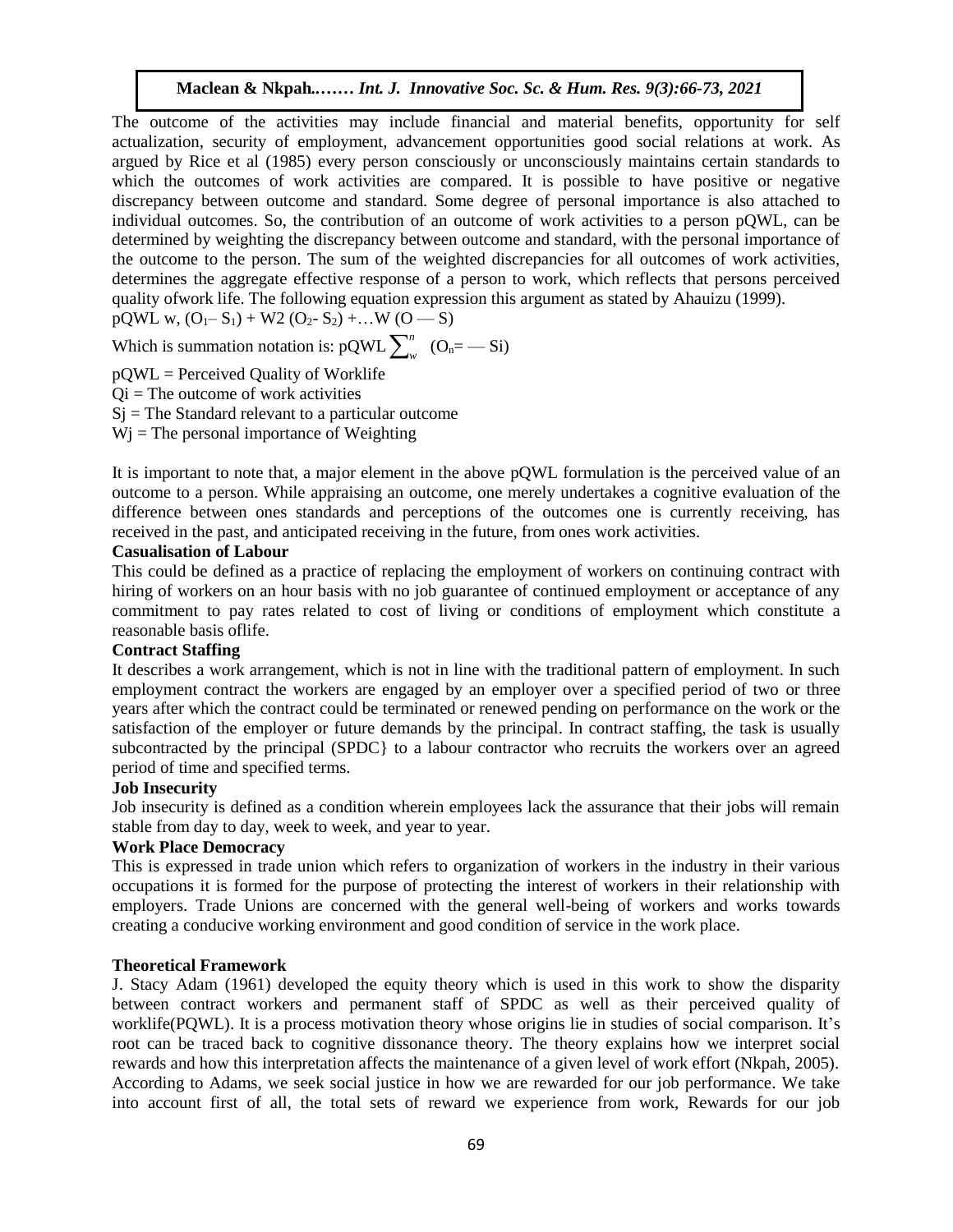The outcome of the activities may include financial and material benefits, opportunity for self actualization, security of employment, advancement opportunities good social relations at work. As argued by Rice et al (1985) every person consciously or unconsciously maintains certain standards to which the outcomes of work activities are compared. It is possible to have positive or negative discrepancy between outcome and standard. Some degree of personal importance is also attached to individual outcomes. So, the contribution of an outcome of work activities to a person pQWL, can be determined by weighting the discrepancy between outcome and standard, with the personal importance of the outcome to the person. The sum of the weighted discrepancies for all outcomes of work activities, determines the aggregate effective response of a person to work, which reflects that persons perceived quality ofwork life. The following equation expression this argument as stated by Ahauizu (1999).

pQWL w, $(O_1 - S_1) + W2\,(O_2 - S_2) + \ldots W\,(O — S)$

Which is summation notation is: pQWL $\sum_{w}^{n}$ $(O_n = — Si)$

pQWL = Perceived Quality of Worklife

Qi = The outcome of work activities

Sj = The Standard relevant to a particular outcome

Wj = The personal importance of Weighting

It is important to note that, a major element in the above pQWL formulation is the perceived value of an outcome to a person. While appraising an outcome, one merely undertakes a cognitive evaluation of the difference between ones standards and perceptions of the outcomes one is currently receiving, has received in the past, and anticipated receiving in the future, from ones work activities.

**Casualisation of Labour**

This could be defined as a practice of replacing the employment of workers on continuing contract with hiring of workers on an hour basis with no job guarantee of continued employment or acceptance of any commitment to pay rates related to cost of living or conditions of employment which constitute a reasonable basis oflife.

**Contract Staffing**

It describes a work arrangement, which is not in line with the traditional pattern of employment. In such employment contract the workers are engaged by an employer over a specified period of two or three years after which the contract could be terminated or renewed pending on performance on the work or the satisfaction of the employer or future demands by the principal. In contract staffing, the task is usually subcontracted by the principal (SPDC} to a labour contractor who recruits the workers over an agreed period of time and specified terms.

**Job Insecurity**

Job insecurity is defined as a condition wherein employees lack the assurance that their jobs will remain stable from day to day, week to week, and year to year.

**Work Place Democracy**

This is expressed in trade union which refers to organization of workers in the industry in their various occupations it is formed for the purpose of protecting the interest of workers in their relationship with employers. Trade Unions are concerned with the general well-being of workers and works towards creating a conducive working environment and good condition of service in the work place.

**Theoretical Framework**

J. Stacy Adam (1961) developed the equity theory which is used in this work to show the disparity between contract workers and permanent staff of SPDC as well as their perceived quality of worklife(PQWL). It is a process motivation theory whose origins lie in studies of social comparison. It's root can be traced back to cognitive dissonance theory. The theory explains how we interpret social rewards and how this interpretation affects the maintenance of a given level of work effort (Nkpah, 2005). According to Adams, we seek social justice in how we are rewarded for our job performance. We take into account first of all, the total sets of reward we experience from work, Rewards for our job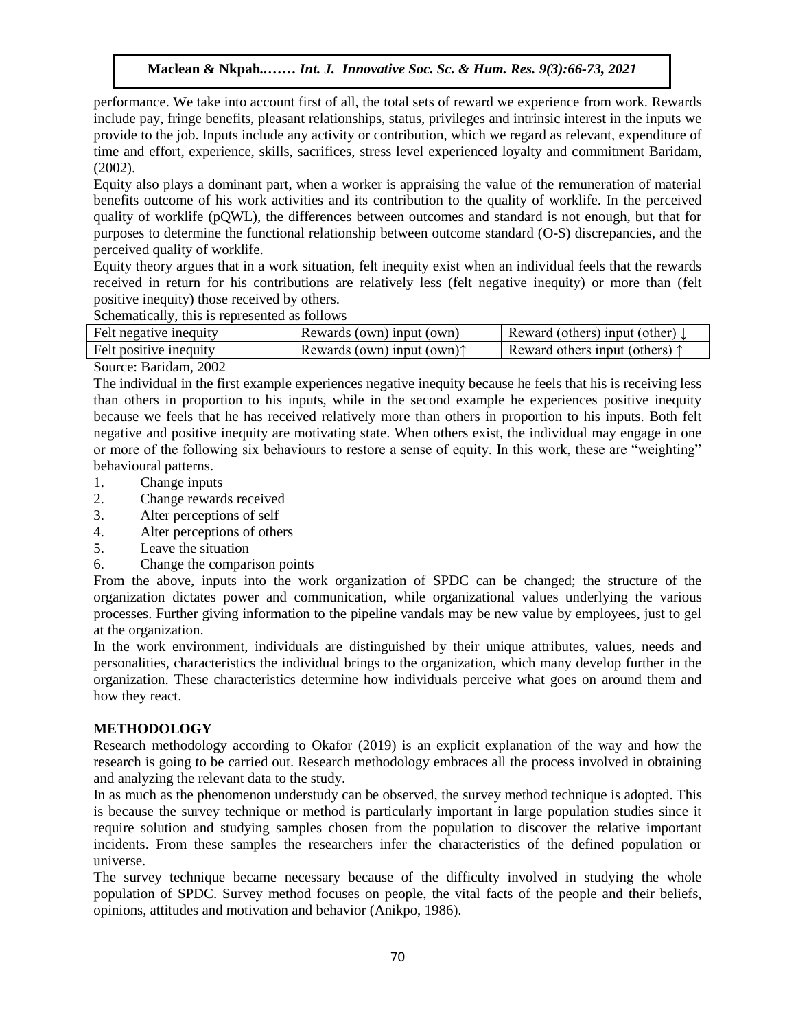performance. We take into account first of all, the total sets of reward we experience from work. Rewards include pay, fringe benefits, pleasant relationships, status, privileges and intrinsic interest in the inputs we provide to the job. Inputs include any activity or contribution, which we regard as relevant, expenditure of time and effort, experience, skills, sacrifices, stress level experienced loyalty and commitment Baridam, (2002).

Equity also plays a dominant part, when a worker is appraising the value of the remuneration of material benefits outcome of his work activities and its contribution to the quality of worklife. In the perceived quality of worklife (pQWL), the differences between outcomes and standard is not enough, but that for purposes to determine the functional relationship between outcome standard (O-S) discrepancies, and the perceived quality of worklife.

Equity theory argues that in a work situation, felt inequity exist when an individual feels that the rewards received in return for his contributions are relatively less (felt negative inequity) or more than (felt positive inequity) those received by others.

Schematically, this is represented as follows

| | | |
|---|---|---|
| Felt negative inequity | Rewards (own) input (own) | Reward (others) input (other) ↓ |
| Felt positive inequity | Rewards (own) input (own)↑ | Reward others input (others) ↑ |

Source: Baridam, 2002

The individual in the first example experiences negative inequity because he feels that his is receiving less than others in proportion to his inputs, while in the second example he experiences positive inequity because we feels that he has received relatively more than others in proportion to his inputs. Both felt negative and positive inequity are motivating state. When others exist, the individual may engage in one or more of the following six behaviours to restore a sense of equity. In this work, these are "weighting" behavioural patterns.

1. Change inputs
2. Change rewards received
3. Alter perceptions of self
4. Alter perceptions of others
5. Leave the situation
6. Change the comparison points

From the above, inputs into the work organization of SPDC can be changed; the structure of the organization dictates power and communication, while organizational values underlying the various processes. Further giving information to the pipeline vandals may be new value by employees, just to gel at the organization.

In the work environment, individuals are distinguished by their unique attributes, values, needs and personalities, characteristics the individual brings to the organization, which many develop further in the organization. These characteristics determine how individuals perceive what goes on around them and how they react.

## METHODOLOGY

Research methodology according to Okafor (2019) is an explicit explanation of the way and how the research is going to be carried out. Research methodology embraces all the process involved in obtaining and analyzing the relevant data to the study.

In as much as the phenomenon understudy can be observed, the survey method technique is adopted. This is because the survey technique or method is particularly important in large population studies since it require solution and studying samples chosen from the population to discover the relative important incidents. From these samples the researchers infer the characteristics of the defined population or universe.

The survey technique became necessary because of the difficulty involved in studying the whole population of SPDC. Survey method focuses on people, the vital facts of the people and their beliefs, opinions, attitudes and motivation and behavior (Anikpo, 1986).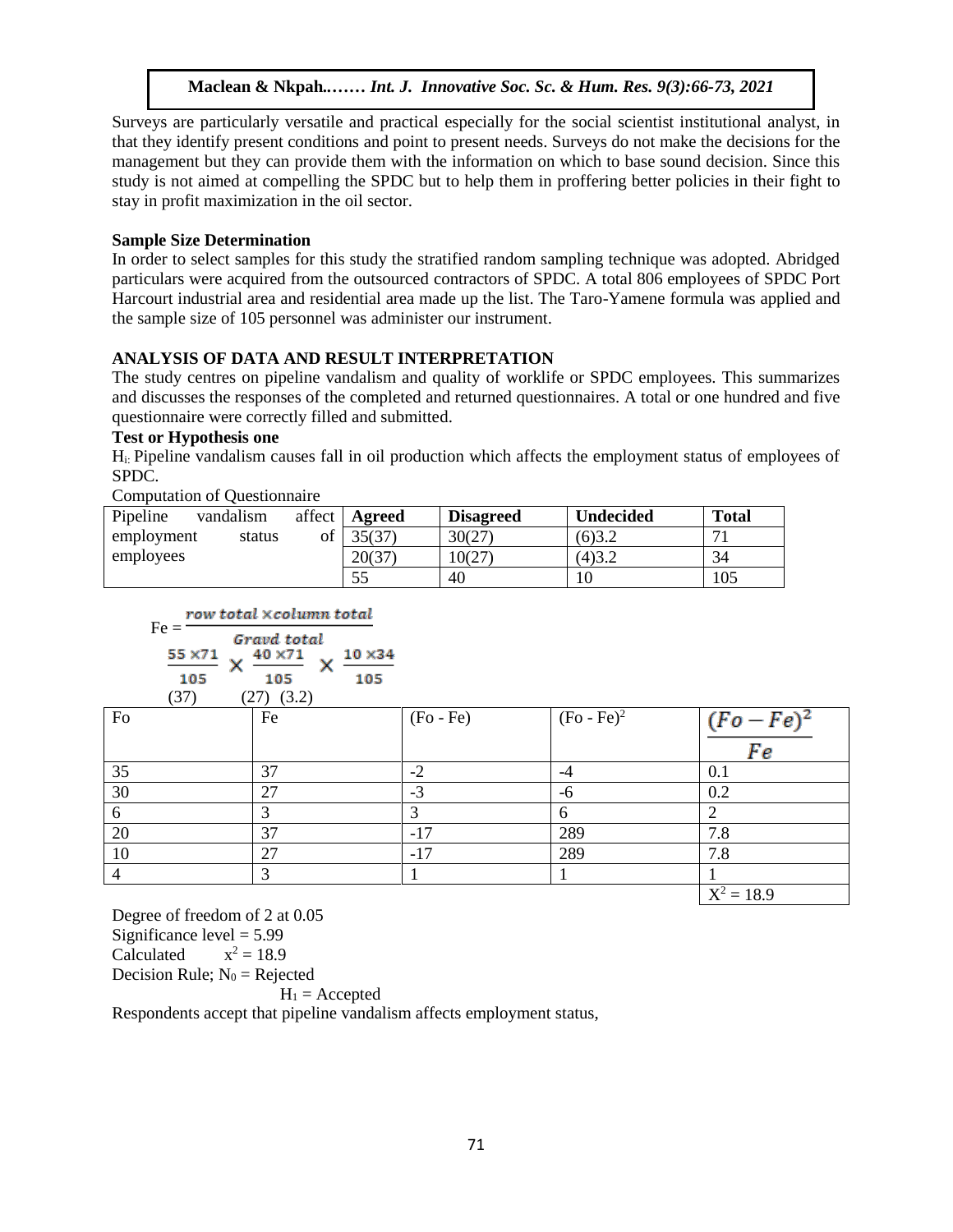Surveys are particularly versatile and practical especially for the social scientist institutional analyst, in that they identify present conditions and point to present needs. Surveys do not make the decisions for the management but they can provide them with the information on which to base sound decision. Since this study is not aimed at compelling the SPDC but to help them in proffering better policies in their fight to stay in profit maximization in the oil sector.

**Sample Size Determination**

In order to select samples for this study the stratified random sampling technique was adopted. Abridged particulars were acquired from the outsourced contractors of SPDC. A total 806 employees of SPDC Port Harcourt industrial area and residential area made up the list. The Taro-Yamene formula was applied and the sample size of 105 personnel was administer our instrument.

**ANALYSIS OF DATA AND RESULT INTERPRETATION**

The study centres on pipeline vandalism and quality of worklife or SPDC employees. This summarizes and discusses the responses of the completed and returned questionnaires. A total or one hundred and five questionnaire were correctly filled and submitted.

**Test or Hypothesis one**

$H_i$: Pipeline vandalism causes fall in oil production which affects the employment status of employees of SPDC.

Computation of Questionnaire

| Pipeline vandalism affect employment status of employees | **Agreed** | **Disagreed** | **Undecided** | **Total** |
|---|---|---|---|---|
| | 35(37) | 30(27) | (6)3.2 | 71 |
| | 20(37) | 10(27) | (4)3.2 | 34 |
| | 55 | 40 | 10 | 105 |

$$Fe = \frac{row\ total \times column\ total}{Gravd\ total}$$

$$\frac{55 \times 71}{105} \times \frac{40 \times 71}{105} \times \frac{10 \times 34}{105}$$

(37) (27) (3.2)

| Fo | Fe | (Fo - Fe) | $(Fo - Fe)^2$ | $\frac{(Fo-Fe)^2}{Fe}$ |
|---|---|---|---|---|
| 35 | 37 | -2 | -4 | 0.1 |
| 30 | 27 | -3 | -6 | 0.2 |
| 6 | 3 | 3 | 6 | 2 |
| 20 | 37 | -17 | 289 | 7.8 |
| 10 | 27 | -17 | 289 | 7.8 |
| 4 | 3 | 1 | 1 | 1 |
| | | | | $X^2 = 18.9$ |

Degree of freedom of 2 at 0.05

Significance level = 5.99

Calculated $x^2 = 18.9$

Decision Rule; $N_0$ = Rejected

$H_1$ = Accepted

Respondents accept that pipeline vandalism affects employment status,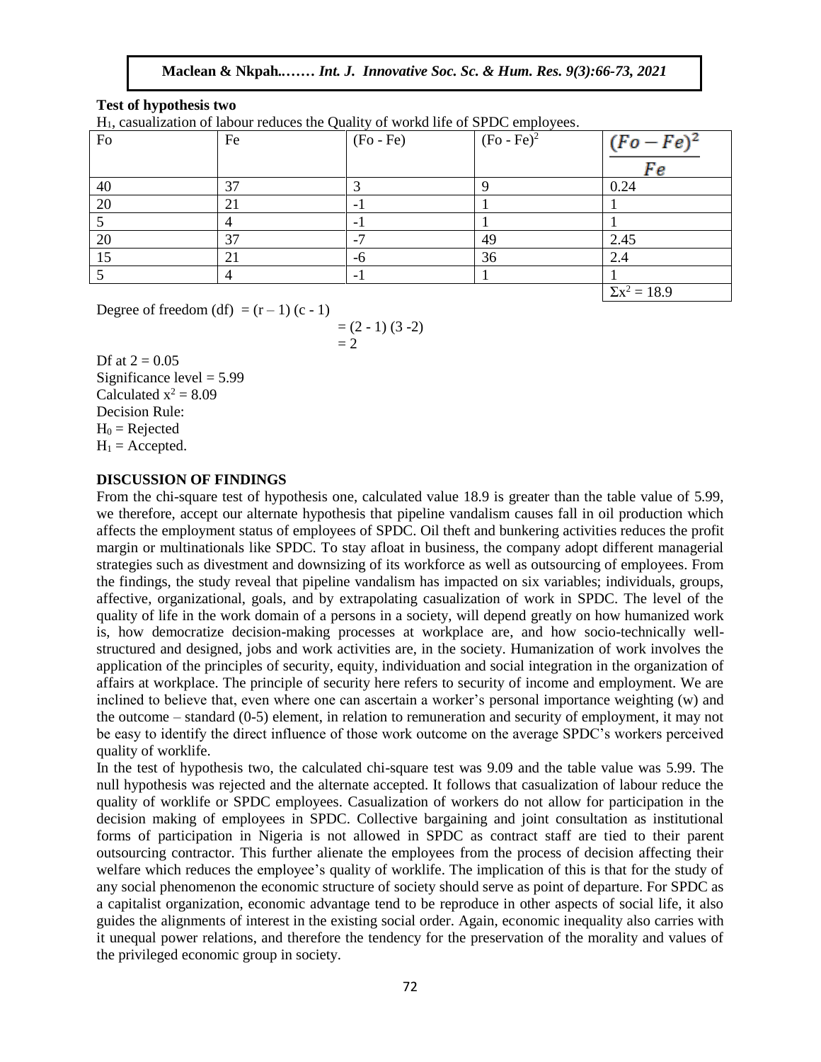**Test of hypothesis two**

$H_1$, casualization of labour reduces the Quality of workd life of SPDC employees.

| Fo | Fe | (Fo - Fe) | $(Fo - Fe)^2$ | $\frac{(Fo-Fe)^2}{Fe}$ |
|---|---|---|---|---|
| 40 | 37 | 3 | 9 | 0.24 |
| 20 | 21 | -1 | 1 | 1 |
| 5 | 4 | -1 | 1 | 1 |
| 20 | 37 | -7 | 49 | 2.45 |
| 15 | 21 | -6 | 36 | 2.4 |
| 5 | 4 | -1 | 1 | 1 |
| | | | | $\Sigma x^2 = 18.9$ |

Degree of freedom (df) $= (r - 1)(c - 1)$

$= (2 - 1)(3 - 2)$

$= 2$

Df at $2 = 0.05$
Significance level = 5.99
Calculated $x^2 = 8.09$
Decision Rule:
$H_0$ = Rejected
$H_1$ = Accepted.

## DISCUSSION OF FINDINGS

From the chi-square test of hypothesis one, calculated value 18.9 is greater than the table value of 5.99, we therefore, accept our alternate hypothesis that pipeline vandalism causes fall in oil production which affects the employment status of employees of SPDC. Oil theft and bunkering activities reduces the profit margin or multinationals like SPDC. To stay afloat in business, the company adopt different managerial strategies such as divestment and downsizing of its workforce as well as outsourcing of employees. From the findings, the study reveal that pipeline vandalism has impacted on six variables; individuals, groups, affective, organizational, goals, and by extrapolating casualization of work in SPDC. The level of the quality of life in the work domain of a persons in a society, will depend greatly on how humanized work is, how democratize decision-making processes at workplace are, and how socio-technically well-structured and designed, jobs and work activities are, in the society. Humanization of work involves the application of the principles of security, equity, individuation and social integration in the organization of affairs at workplace. The principle of security here refers to security of income and employment. We are inclined to believe that, even where one can ascertain a worker's personal importance weighting (w) and the outcome – standard (0-5) element, in relation to remuneration and security of employment, it may not be easy to identify the direct influence of those work outcome on the average SPDC's workers perceived quality of worklife.

In the test of hypothesis two, the calculated chi-square test was 9.09 and the table value was 5.99. The null hypothesis was rejected and the alternate accepted. It follows that casualization of labour reduce the quality of worklife or SPDC employees. Casualization of workers do not allow for participation in the decision making of employees in SPDC. Collective bargaining and joint consultation as institutional forms of participation in Nigeria is not allowed in SPDC as contract staff are tied to their parent outsourcing contractor. This further alienate the employees from the process of decision affecting their welfare which reduces the employee's quality of worklife. The implication of this is that for the study of any social phenomenon the economic structure of society should serve as point of departure. For SPDC as a capitalist organization, economic advantage tend to be reproduce in other aspects of social life, it also guides the alignments of interest in the existing social order. Again, economic inequality also carries with it unequal power relations, and therefore the tendency for the preservation of the morality and values of the privileged economic group in society.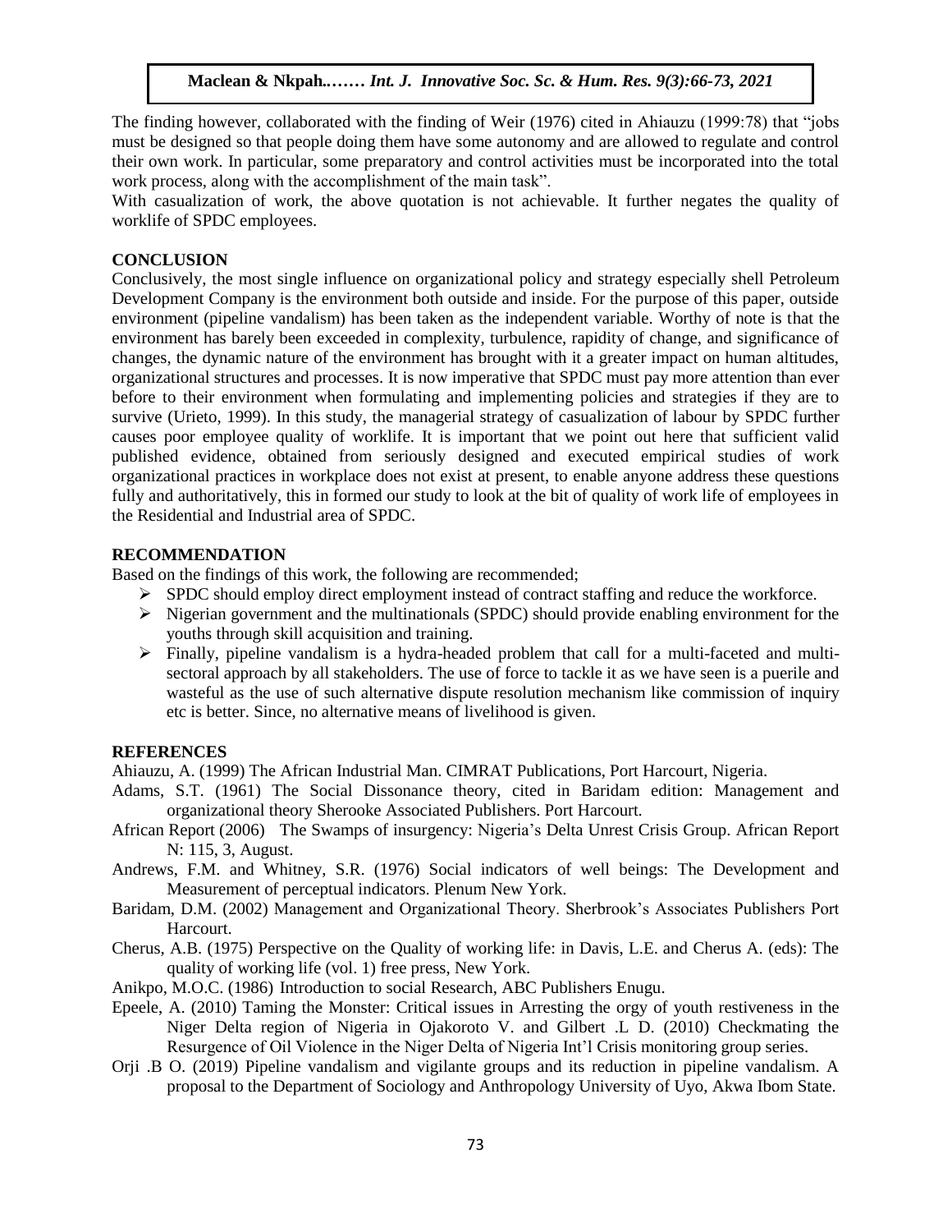The finding however, collaborated with the finding of Weir (1976) cited in Ahiauzu (1999:78) that "jobs must be designed so that people doing them have some autonomy and are allowed to regulate and control their own work. In particular, some preparatory and control activities must be incorporated into the total work process, along with the accomplishment of the main task".

With casualization of work, the above quotation is not achievable. It further negates the quality of worklife of SPDC employees.

## CONCLUSION

Conclusively, the most single influence on organizational policy and strategy especially shell Petroleum Development Company is the environment both outside and inside. For the purpose of this paper, outside environment (pipeline vandalism) has been taken as the independent variable. Worthy of note is that the environment has barely been exceeded in complexity, turbulence, rapidity of change, and significance of changes, the dynamic nature of the environment has brought with it a greater impact on human altitudes, organizational structures and processes. It is now imperative that SPDC must pay more attention than ever before to their environment when formulating and implementing policies and strategies if they are to survive (Urieto, 1999). In this study, the managerial strategy of casualization of labour by SPDC further causes poor employee quality of worklife. It is important that we point out here that sufficient valid published evidence, obtained from seriously designed and executed empirical studies of work organizational practices in workplace does not exist at present, to enable anyone address these questions fully and authoritatively, this in formed our study to look at the bit of quality of work life of employees in the Residential and Industrial area of SPDC.

## RECOMMENDATION

Based on the findings of this work, the following are recommended;

- SPDC should employ direct employment instead of contract staffing and reduce the workforce.
- Nigerian government and the multinationals (SPDC) should provide enabling environment for the youths through skill acquisition and training.
- Finally, pipeline vandalism is a hydra-headed problem that call for a multi-faceted and multi-sectoral approach by all stakeholders. The use of force to tackle it as we have seen is a puerile and wasteful as the use of such alternative dispute resolution mechanism like commission of inquiry etc is better. Since, no alternative means of livelihood is given.

## REFERENCES

Ahiauzu, A. (1999) The African Industrial Man. CIMRAT Publications, Port Harcourt, Nigeria.

Adams, S.T. (1961) The Social Dissonance theory, cited in Baridam edition: Management and organizational theory Sherooke Associated Publishers. Port Harcourt.

African Report (2006) The Swamps of insurgency: Nigeria's Delta Unrest Crisis Group. African Report N: 115, 3, August.

Andrews, F.M. and Whitney, S.R. (1976) Social indicators of well beings: The Development and Measurement of perceptual indicators. Plenum New York.

Baridam, D.M. (2002) Management and Organizational Theory. Sherbrook's Associates Publishers Port Harcourt.

Cherus, A.B. (1975) Perspective on the Quality of working life: in Davis, L.E. and Cherus A. (eds): The quality of working life (vol. 1) free press, New York.

Anikpo, M.O.C. (1986) Introduction to social Research, ABC Publishers Enugu.

Epeele, A. (2010) Taming the Monster: Critical issues in Arresting the orgy of youth restiveness in the Niger Delta region of Nigeria in Ojakoroto V. and Gilbert .L D. (2010) Checkmating the Resurgence of Oil Violence in the Niger Delta of Nigeria Int'l Crisis monitoring group series.

Orji .B O. (2019) Pipeline vandalism and vigilante groups and its reduction in pipeline vandalism. A proposal to the Department of Sociology and Anthropology University of Uyo, Akwa Ibom State.